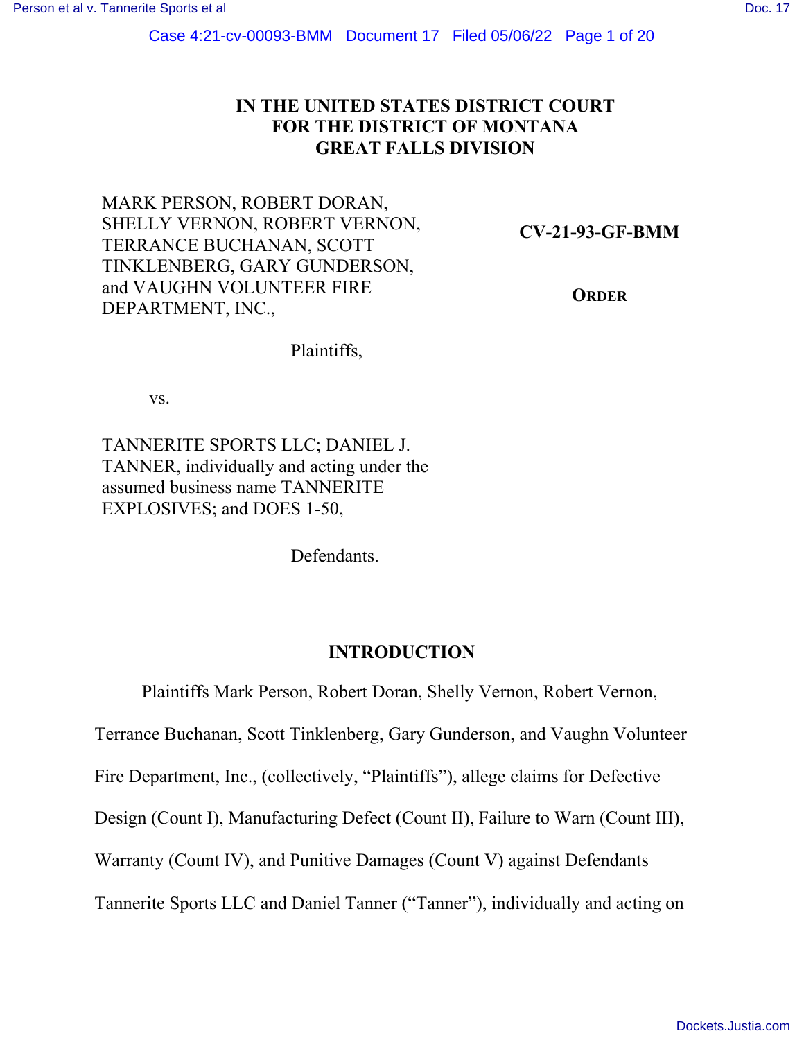IN THE UNITED STATES DISTRICT COURT
FOR THE DISTRICT OF MONTANA
GREAT FALLS DIVISION

MARK PERSON, ROBERT DORAN, SHELLY VERNON, ROBERT VERNON, TERRANCE BUCHANAN, SCOTT TINKLENBERG, GARY GUNDERSON, and VAUGHN VOLUNTEER FIRE DEPARTMENT, INC.,

Plaintiffs,

vs.

TANNERITE SPORTS LLC; DANIEL J. TANNER, individually and acting under the assumed business name TANNERITE EXPLOSIVES; and DOES 1-50,

Defendants.

**CV-21-93-GF-BMM**

**ORDER**

## INTRODUCTION

Plaintiffs Mark Person, Robert Doran, Shelly Vernon, Robert Vernon, Terrance Buchanan, Scott Tinklenberg, Gary Gunderson, and Vaughn Volunteer Fire Department, Inc., (collectively, "Plaintiffs"), allege claims for Defective Design (Count I), Manufacturing Defect (Count II), Failure to Warn (Count III), Warranty (Count IV), and Punitive Damages (Count V) against Defendants Tannerite Sports LLC and Daniel Tanner ("Tanner"), individually and acting on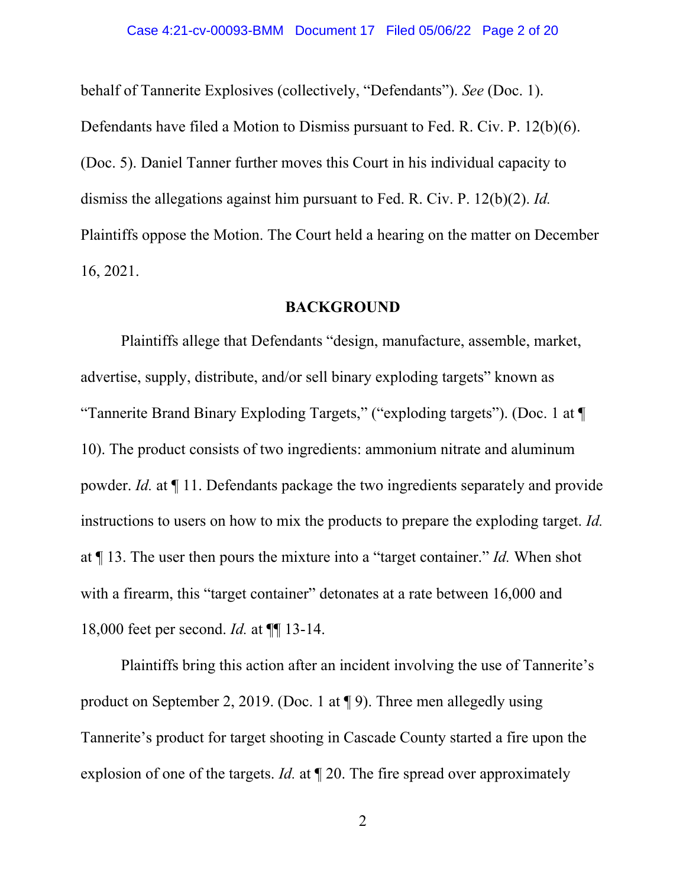behalf of Tannerite Explosives (collectively, "Defendants"). *See* (Doc. 1). Defendants have filed a Motion to Dismiss pursuant to Fed. R. Civ. P. 12(b)(6). (Doc. 5). Daniel Tanner further moves this Court in his individual capacity to dismiss the allegations against him pursuant to Fed. R. Civ. P. 12(b)(2). *Id.* Plaintiffs oppose the Motion. The Court held a hearing on the matter on December 16, 2021.

## BACKGROUND

Plaintiffs allege that Defendants "design, manufacture, assemble, market, advertise, supply, distribute, and/or sell binary exploding targets" known as "Tannerite Brand Binary Exploding Targets," ("exploding targets"). (Doc. 1 at ¶ 10). The product consists of two ingredients: ammonium nitrate and aluminum powder. *Id.* at ¶ 11. Defendants package the two ingredients separately and provide instructions to users on how to mix the products to prepare the exploding target. *Id.* at ¶ 13. The user then pours the mixture into a "target container." *Id.* When shot with a firearm, this "target container" detonates at a rate between 16,000 and 18,000 feet per second. *Id.* at ¶¶ 13-14.

Plaintiffs bring this action after an incident involving the use of Tannerite's product on September 2, 2019. (Doc. 1 at ¶ 9). Three men allegedly using Tannerite's product for target shooting in Cascade County started a fire upon the explosion of one of the targets. *Id.* at ¶ 20. The fire spread over approximately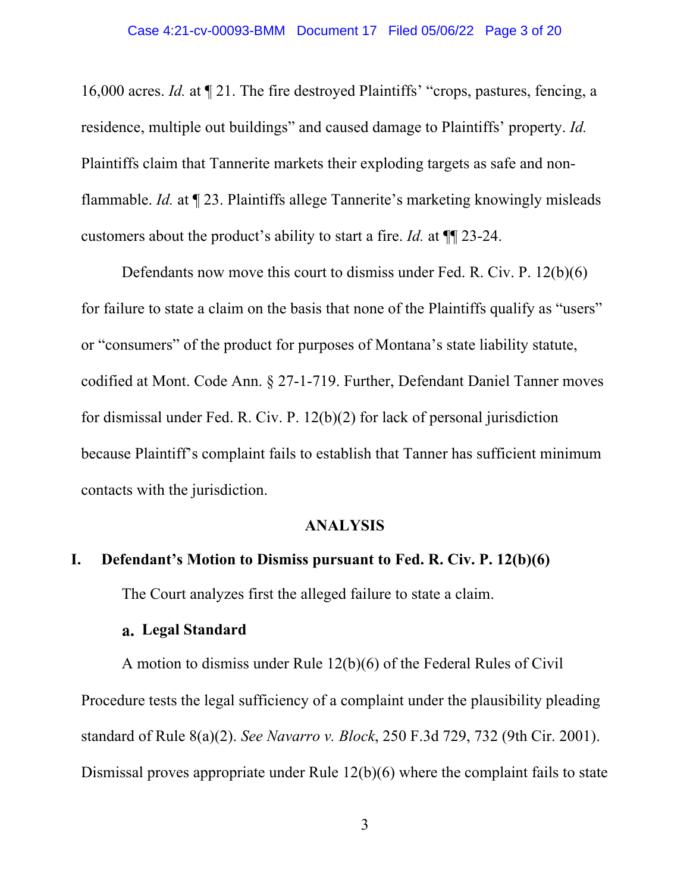16,000 acres. *Id.* at ¶ 21. The fire destroyed Plaintiffs' "crops, pastures, fencing, a residence, multiple out buildings" and caused damage to Plaintiffs' property. *Id.* Plaintiffs claim that Tannerite markets their exploding targets as safe and non-flammable. *Id.* at ¶ 23. Plaintiffs allege Tannerite's marketing knowingly misleads customers about the product's ability to start a fire. *Id.* at ¶¶ 23-24.

Defendants now move this court to dismiss under Fed. R. Civ. P. 12(b)(6) for failure to state a claim on the basis that none of the Plaintiffs qualify as "users" or "consumers" of the product for purposes of Montana's state liability statute, codified at Mont. Code Ann. § 27-1-719. Further, Defendant Daniel Tanner moves for dismissal under Fed. R. Civ. P. 12(b)(2) for lack of personal jurisdiction because Plaintiff's complaint fails to establish that Tanner has sufficient minimum contacts with the jurisdiction.

## ANALYSIS

### I. Defendant's Motion to Dismiss pursuant to Fed. R. Civ. P. 12(b)(6)

The Court analyzes first the alleged failure to state a claim.

#### a. Legal Standard

A motion to dismiss under Rule 12(b)(6) of the Federal Rules of Civil Procedure tests the legal sufficiency of a complaint under the plausibility pleading standard of Rule 8(a)(2). *See Navarro v. Block*, 250 F.3d 729, 732 (9th Cir. 2001). Dismissal proves appropriate under Rule 12(b)(6) where the complaint fails to state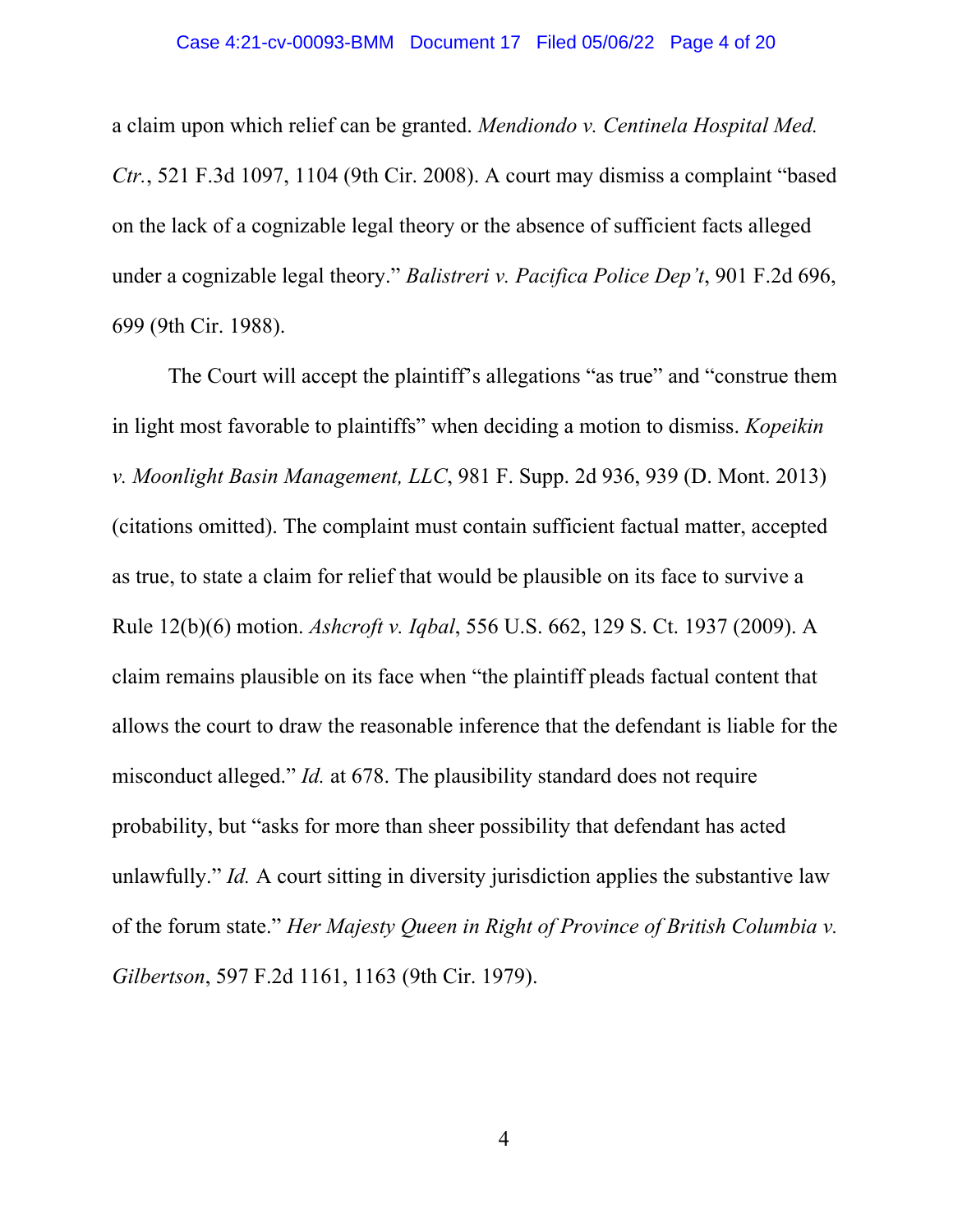a claim upon which relief can be granted. *Mendiondo v. Centinela Hospital Med. Ctr.*, 521 F.3d 1097, 1104 (9th Cir. 2008). A court may dismiss a complaint "based on the lack of a cognizable legal theory or the absence of sufficient facts alleged under a cognizable legal theory." *Balistreri v. Pacifica Police Dep't*, 901 F.2d 696, 699 (9th Cir. 1988).

The Court will accept the plaintiff's allegations "as true" and "construe them in light most favorable to plaintiffs" when deciding a motion to dismiss. *Kopeikin v. Moonlight Basin Management, LLC*, 981 F. Supp. 2d 936, 939 (D. Mont. 2013) (citations omitted). The complaint must contain sufficient factual matter, accepted as true, to state a claim for relief that would be plausible on its face to survive a Rule 12(b)(6) motion. *Ashcroft v. Iqbal*, 556 U.S. 662, 129 S. Ct. 1937 (2009). A claim remains plausible on its face when "the plaintiff pleads factual content that allows the court to draw the reasonable inference that the defendant is liable for the misconduct alleged." *Id.* at 678. The plausibility standard does not require probability, but "asks for more than sheer possibility that defendant has acted unlawfully." *Id.* A court sitting in diversity jurisdiction applies the substantive law of the forum state." *Her Majesty Queen in Right of Province of British Columbia v. Gilbertson*, 597 F.2d 1161, 1163 (9th Cir. 1979).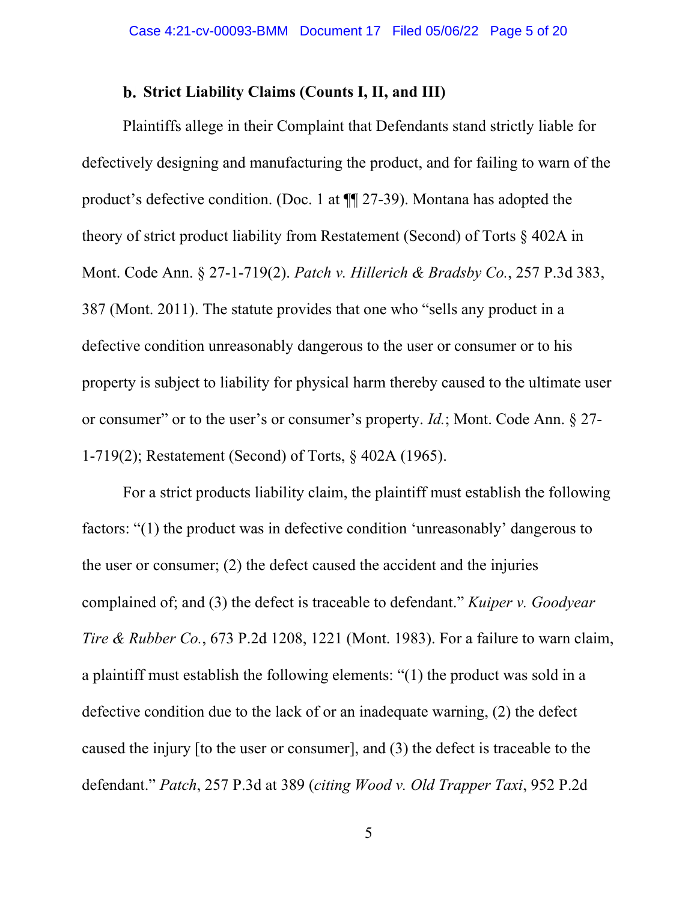### b. Strict Liability Claims (Counts I, II, and III)

Plaintiffs allege in their Complaint that Defendants stand strictly liable for defectively designing and manufacturing the product, and for failing to warn of the product's defective condition. (Doc. 1 at ¶¶ 27-39). Montana has adopted the theory of strict product liability from Restatement (Second) of Torts § 402A in Mont. Code Ann. § 27-1-719(2). *Patch v. Hillerich & Bradsby Co.*, 257 P.3d 383, 387 (Mont. 2011). The statute provides that one who "sells any product in a defective condition unreasonably dangerous to the user or consumer or to his property is subject to liability for physical harm thereby caused to the ultimate user or consumer" or to the user's or consumer's property. *Id.*; Mont. Code Ann. § 27-1-719(2); Restatement (Second) of Torts, § 402A (1965).

For a strict products liability claim, the plaintiff must establish the following factors: "(1) the product was in defective condition 'unreasonably' dangerous to the user or consumer; (2) the defect caused the accident and the injuries complained of; and (3) the defect is traceable to defendant." *Kuiper v. Goodyear Tire & Rubber Co.*, 673 P.2d 1208, 1221 (Mont. 1983). For a failure to warn claim, a plaintiff must establish the following elements: "(1) the product was sold in a defective condition due to the lack of or an inadequate warning, (2) the defect caused the injury [to the user or consumer], and (3) the defect is traceable to the defendant." *Patch*, 257 P.3d at 389 (*citing Wood v. Old Trapper Taxi*, 952 P.2d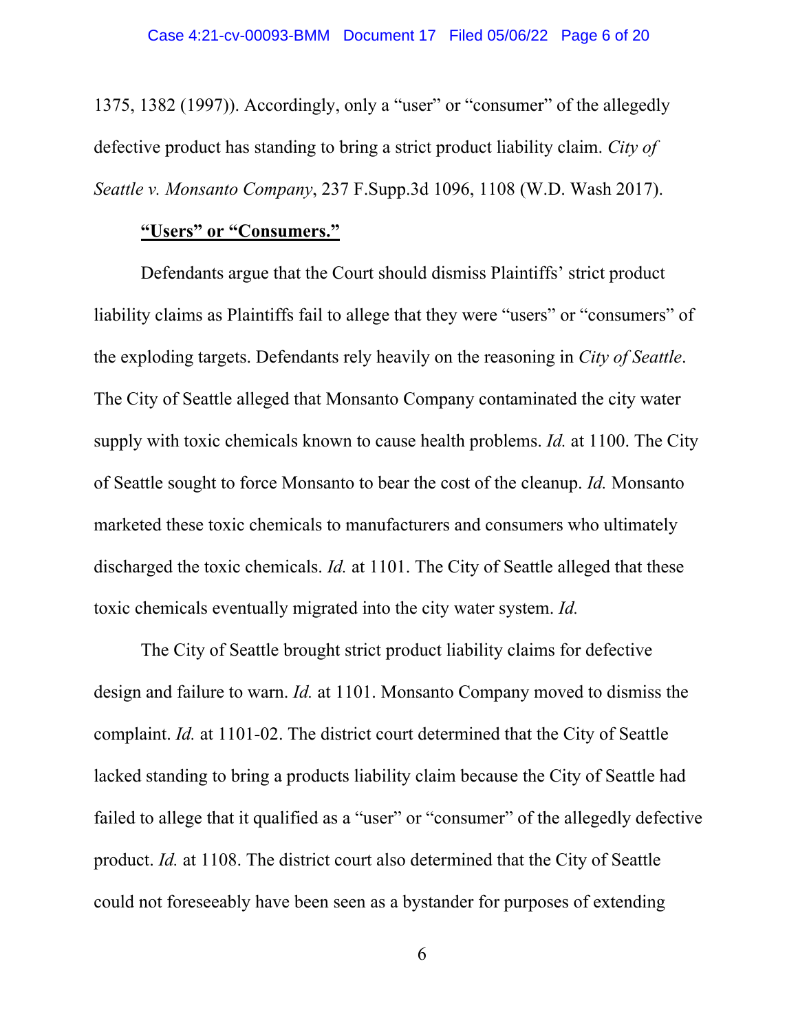1375, 1382 (1997)). Accordingly, only a "user" or "consumer" of the allegedly defective product has standing to bring a strict product liability claim. *City of Seattle v. Monsanto Company*, 237 F.Supp.3d 1096, 1108 (W.D. Wash 2017).

**"Users" or "Consumers."**

Defendants argue that the Court should dismiss Plaintiffs' strict product liability claims as Plaintiffs fail to allege that they were "users" or "consumers" of the exploding targets. Defendants rely heavily on the reasoning in *City of Seattle*. The City of Seattle alleged that Monsanto Company contaminated the city water supply with toxic chemicals known to cause health problems. *Id.* at 1100. The City of Seattle sought to force Monsanto to bear the cost of the cleanup. *Id.* Monsanto marketed these toxic chemicals to manufacturers and consumers who ultimately discharged the toxic chemicals. *Id.* at 1101. The City of Seattle alleged that these toxic chemicals eventually migrated into the city water system. *Id.*

The City of Seattle brought strict product liability claims for defective design and failure to warn. *Id.* at 1101. Monsanto Company moved to dismiss the complaint. *Id.* at 1101-02. The district court determined that the City of Seattle lacked standing to bring a products liability claim because the City of Seattle had failed to allege that it qualified as a "user" or "consumer" of the allegedly defective product. *Id.* at 1108. The district court also determined that the City of Seattle could not foreseeably have been seen as a bystander for purposes of extending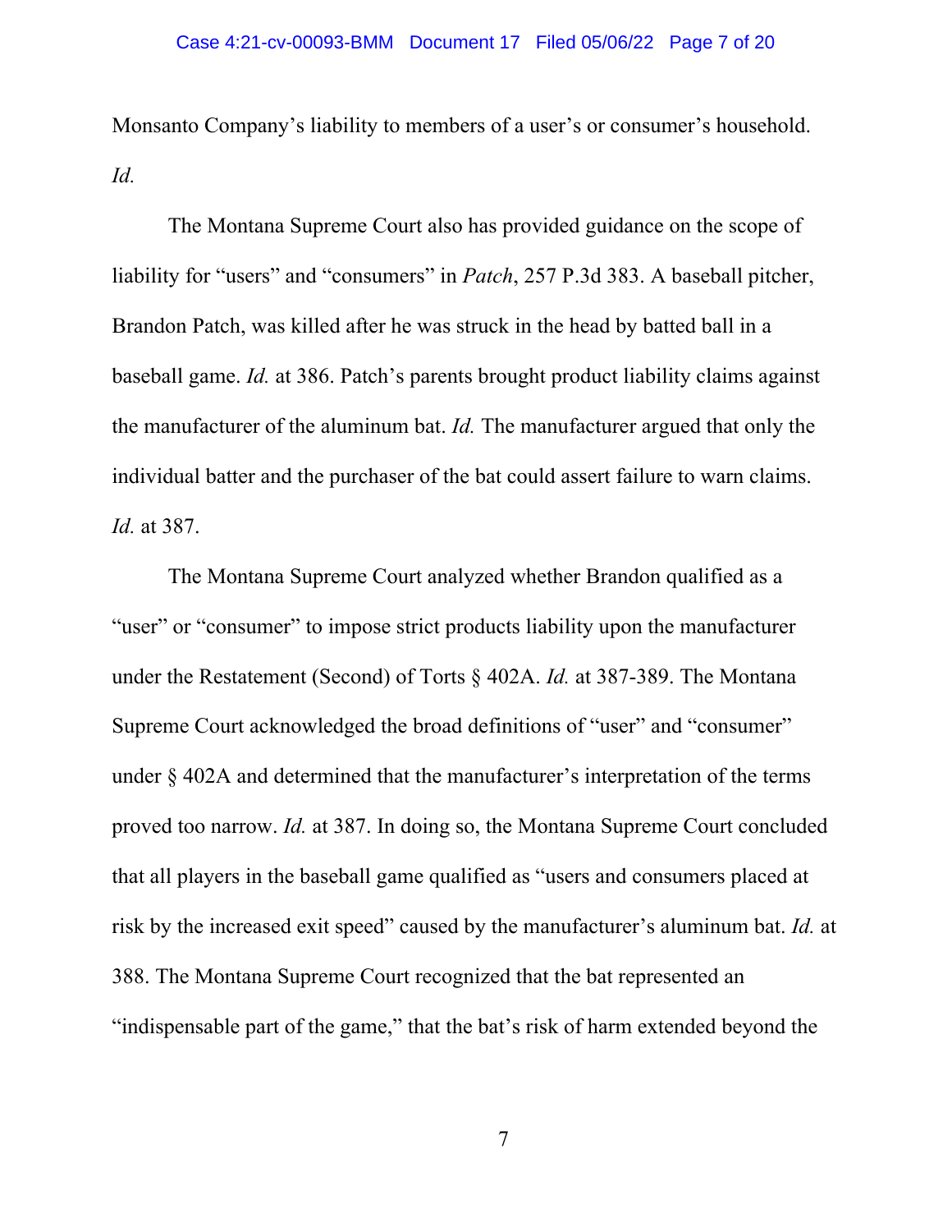Monsanto Company's liability to members of a user's or consumer's household. *Id.*

The Montana Supreme Court also has provided guidance on the scope of liability for "users" and "consumers" in *Patch*, 257 P.3d 383. A baseball pitcher, Brandon Patch, was killed after he was struck in the head by batted ball in a baseball game. *Id.* at 386. Patch's parents brought product liability claims against the manufacturer of the aluminum bat. *Id.* The manufacturer argued that only the individual batter and the purchaser of the bat could assert failure to warn claims. *Id.* at 387.

The Montana Supreme Court analyzed whether Brandon qualified as a "user" or "consumer" to impose strict products liability upon the manufacturer under the Restatement (Second) of Torts § 402A. *Id.* at 387-389. The Montana Supreme Court acknowledged the broad definitions of "user" and "consumer" under § 402A and determined that the manufacturer's interpretation of the terms proved too narrow. *Id.* at 387. In doing so, the Montana Supreme Court concluded that all players in the baseball game qualified as "users and consumers placed at risk by the increased exit speed" caused by the manufacturer's aluminum bat. *Id.* at 388. The Montana Supreme Court recognized that the bat represented an "indispensable part of the game," that the bat's risk of harm extended beyond the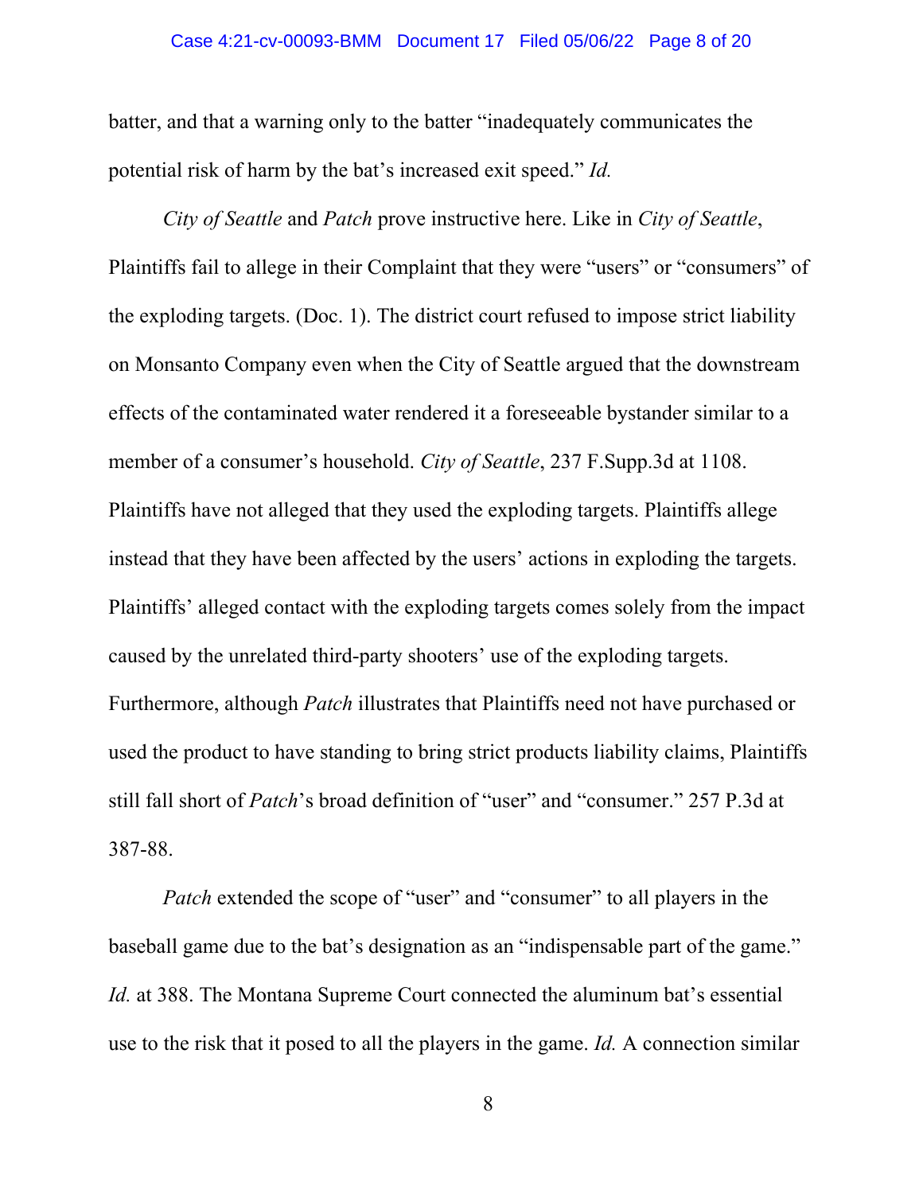batter, and that a warning only to the batter "inadequately communicates the potential risk of harm by the bat's increased exit speed." *Id.*

*City of Seattle* and *Patch* prove instructive here. Like in *City of Seattle*, Plaintiffs fail to allege in their Complaint that they were "users" or "consumers" of the exploding targets. (Doc. 1). The district court refused to impose strict liability on Monsanto Company even when the City of Seattle argued that the downstream effects of the contaminated water rendered it a foreseeable bystander similar to a member of a consumer's household. *City of Seattle*, 237 F.Supp.3d at 1108. Plaintiffs have not alleged that they used the exploding targets. Plaintiffs allege instead that they have been affected by the users' actions in exploding the targets. Plaintiffs' alleged contact with the exploding targets comes solely from the impact caused by the unrelated third-party shooters' use of the exploding targets. Furthermore, although *Patch* illustrates that Plaintiffs need not have purchased or used the product to have standing to bring strict products liability claims, Plaintiffs still fall short of *Patch*'s broad definition of "user" and "consumer." 257 P.3d at 387-88.

*Patch* extended the scope of "user" and "consumer" to all players in the baseball game due to the bat's designation as an "indispensable part of the game." *Id.* at 388. The Montana Supreme Court connected the aluminum bat's essential use to the risk that it posed to all the players in the game. *Id.* A connection similar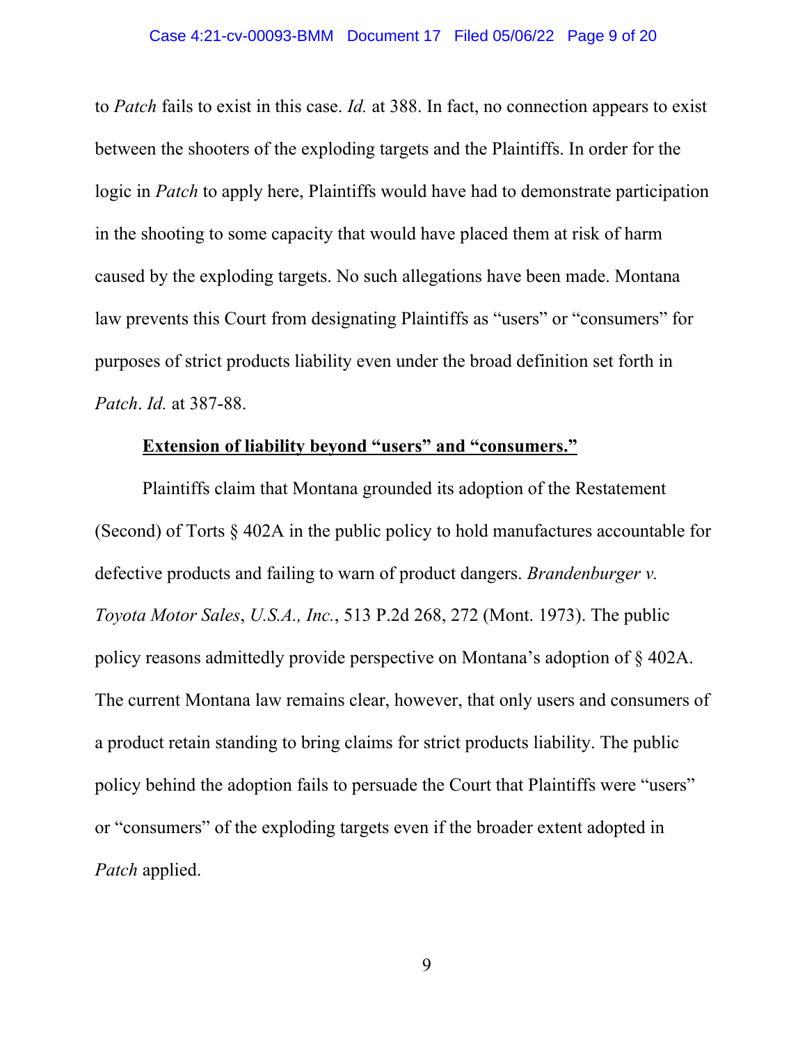to *Patch* fails to exist in this case. *Id.* at 388. In fact, no connection appears to exist between the shooters of the exploding targets and the Plaintiffs. In order for the logic in *Patch* to apply here, Plaintiffs would have had to demonstrate participation in the shooting to some capacity that would have placed them at risk of harm caused by the exploding targets. No such allegations have been made. Montana law prevents this Court from designating Plaintiffs as "users" or "consumers" for purposes of strict products liability even under the broad definition set forth in *Patch*. *Id.* at 387-88.

**<u>Extension of liability beyond "users" and "consumers."</u>**

Plaintiffs claim that Montana grounded its adoption of the Restatement (Second) of Torts § 402A in the public policy to hold manufactures accountable for defective products and failing to warn of product dangers. *Brandenburger v. Toyota Motor Sales*, *U.S.A., Inc.*, 513 P.2d 268, 272 (Mont. 1973). The public policy reasons admittedly provide perspective on Montana's adoption of § 402A. The current Montana law remains clear, however, that only users and consumers of a product retain standing to bring claims for strict products liability. The public policy behind the adoption fails to persuade the Court that Plaintiffs were "users" or "consumers" of the exploding targets even if the broader extent adopted in *Patch* applied.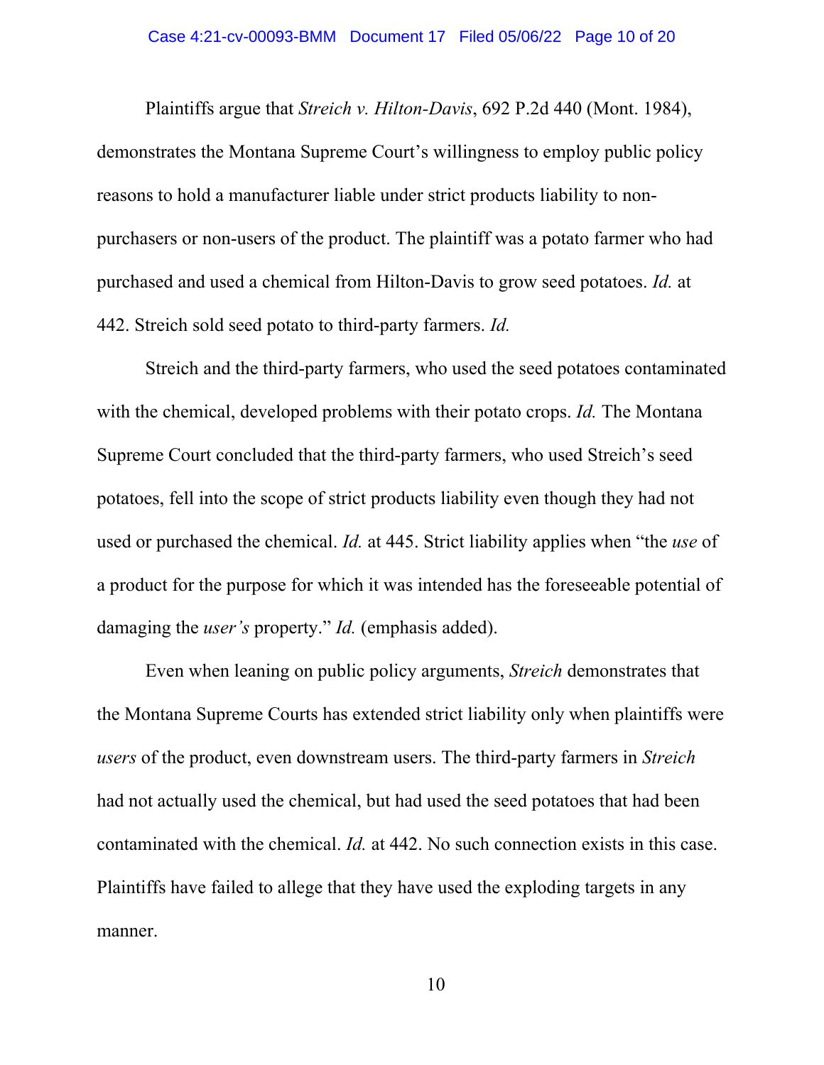Plaintiffs argue that *Streich v. Hilton-Davis*, 692 P.2d 440 (Mont. 1984), demonstrates the Montana Supreme Court's willingness to employ public policy reasons to hold a manufacturer liable under strict products liability to non-purchasers or non-users of the product. The plaintiff was a potato farmer who had purchased and used a chemical from Hilton-Davis to grow seed potatoes. *Id.* at 442. Streich sold seed potato to third-party farmers. *Id.*

Streich and the third-party farmers, who used the seed potatoes contaminated with the chemical, developed problems with their potato crops. *Id.* The Montana Supreme Court concluded that the third-party farmers, who used Streich's seed potatoes, fell into the scope of strict products liability even though they had not used or purchased the chemical. *Id.* at 445. Strict liability applies when "the *use* of a product for the purpose for which it was intended has the foreseeable potential of damaging the *user's* property." *Id.* (emphasis added).

Even when leaning on public policy arguments, *Streich* demonstrates that the Montana Supreme Courts has extended strict liability only when plaintiffs were *users* of the product, even downstream users. The third-party farmers in *Streich* had not actually used the chemical, but had used the seed potatoes that had been contaminated with the chemical. *Id.* at 442. No such connection exists in this case. Plaintiffs have failed to allege that they have used the exploding targets in any manner.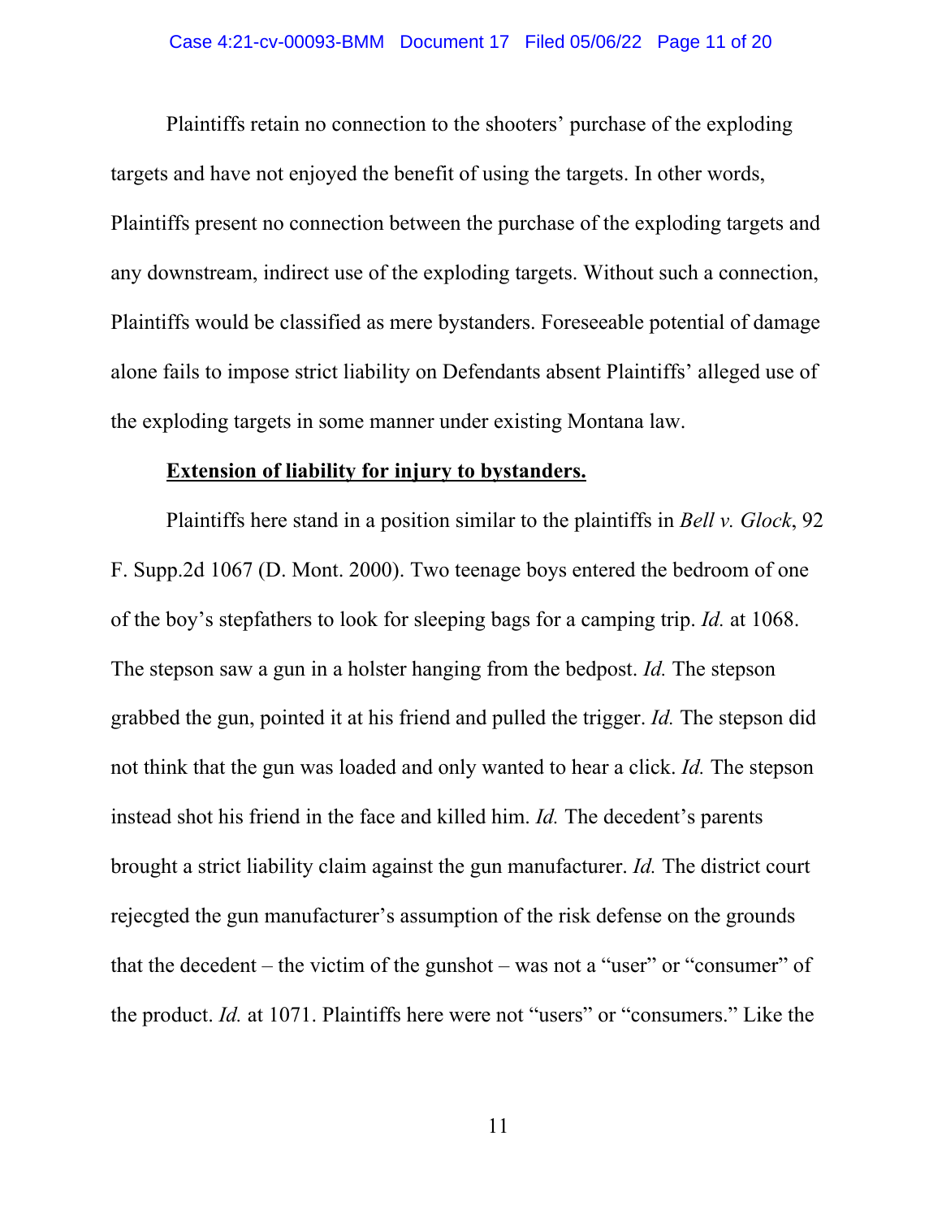Plaintiffs retain no connection to the shooters' purchase of the exploding targets and have not enjoyed the benefit of using the targets. In other words, Plaintiffs present no connection between the purchase of the exploding targets and any downstream, indirect use of the exploding targets. Without such a connection, Plaintiffs would be classified as mere bystanders. Foreseeable potential of damage alone fails to impose strict liability on Defendants absent Plaintiffs' alleged use of the exploding targets in some manner under existing Montana law.

**Extension of liability for injury to bystanders.**

Plaintiffs here stand in a position similar to the plaintiffs in *Bell v. Glock*, 92 F. Supp.2d 1067 (D. Mont. 2000). Two teenage boys entered the bedroom of one of the boy's stepfathers to look for sleeping bags for a camping trip. *Id.* at 1068. The stepson saw a gun in a holster hanging from the bedpost. *Id.* The stepson grabbed the gun, pointed it at his friend and pulled the trigger. *Id.* The stepson did not think that the gun was loaded and only wanted to hear a click. *Id.* The stepson instead shot his friend in the face and killed him. *Id.* The decedent's parents brought a strict liability claim against the gun manufacturer. *Id.* The district court rejecgted the gun manufacturer's assumption of the risk defense on the grounds that the decedent – the victim of the gunshot – was not a "user" or "consumer" of the product. *Id.* at 1071. Plaintiffs here were not "users" or "consumers." Like the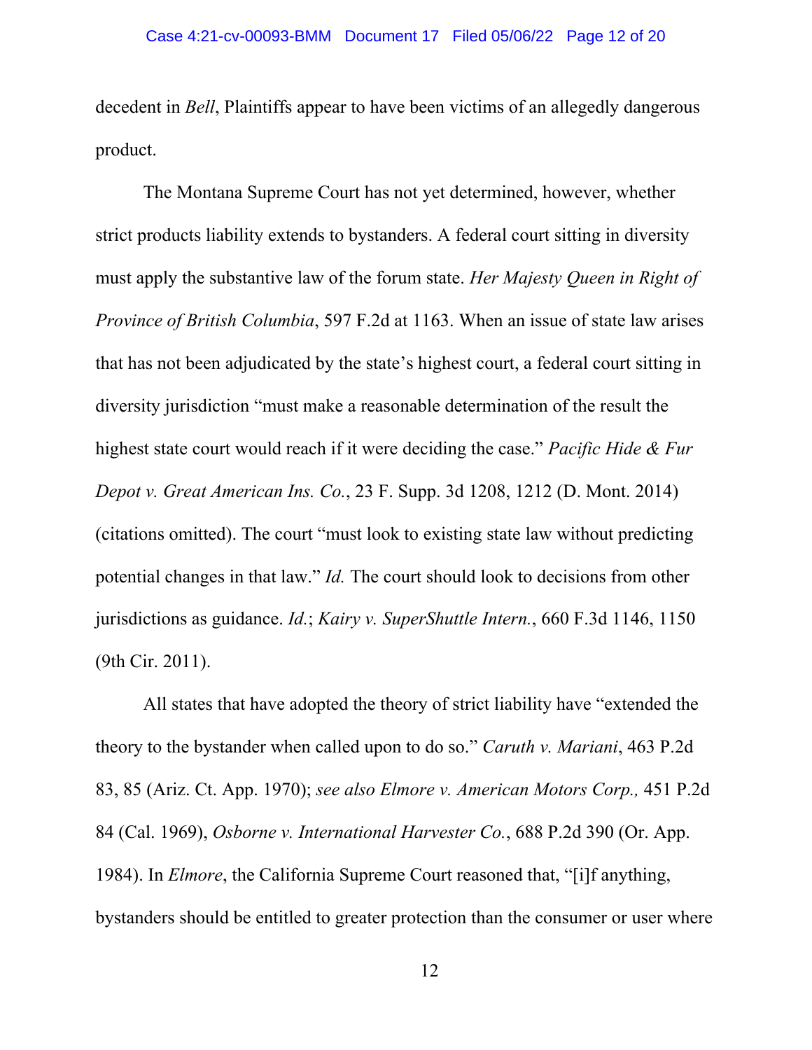decedent in *Bell*, Plaintiffs appear to have been victims of an allegedly dangerous product.

The Montana Supreme Court has not yet determined, however, whether strict products liability extends to bystanders. A federal court sitting in diversity must apply the substantive law of the forum state. *Her Majesty Queen in Right of Province of British Columbia*, 597 F.2d at 1163. When an issue of state law arises that has not been adjudicated by the state's highest court, a federal court sitting in diversity jurisdiction "must make a reasonable determination of the result the highest state court would reach if it were deciding the case." *Pacific Hide & Fur Depot v. Great American Ins. Co.*, 23 F. Supp. 3d 1208, 1212 (D. Mont. 2014) (citations omitted). The court "must look to existing state law without predicting potential changes in that law." *Id.* The court should look to decisions from other jurisdictions as guidance. *Id.*; *Kairy v. SuperShuttle Intern.*, 660 F.3d 1146, 1150 (9th Cir. 2011).

All states that have adopted the theory of strict liability have "extended the theory to the bystander when called upon to do so." *Caruth v. Mariani*, 463 P.2d 83, 85 (Ariz. Ct. App. 1970); *see also Elmore v. American Motors Corp.,* 451 P.2d 84 (Cal. 1969), *Osborne v. International Harvester Co.*, 688 P.2d 390 (Or. App. 1984). In *Elmore*, the California Supreme Court reasoned that, "[i]f anything, bystanders should be entitled to greater protection than the consumer or user where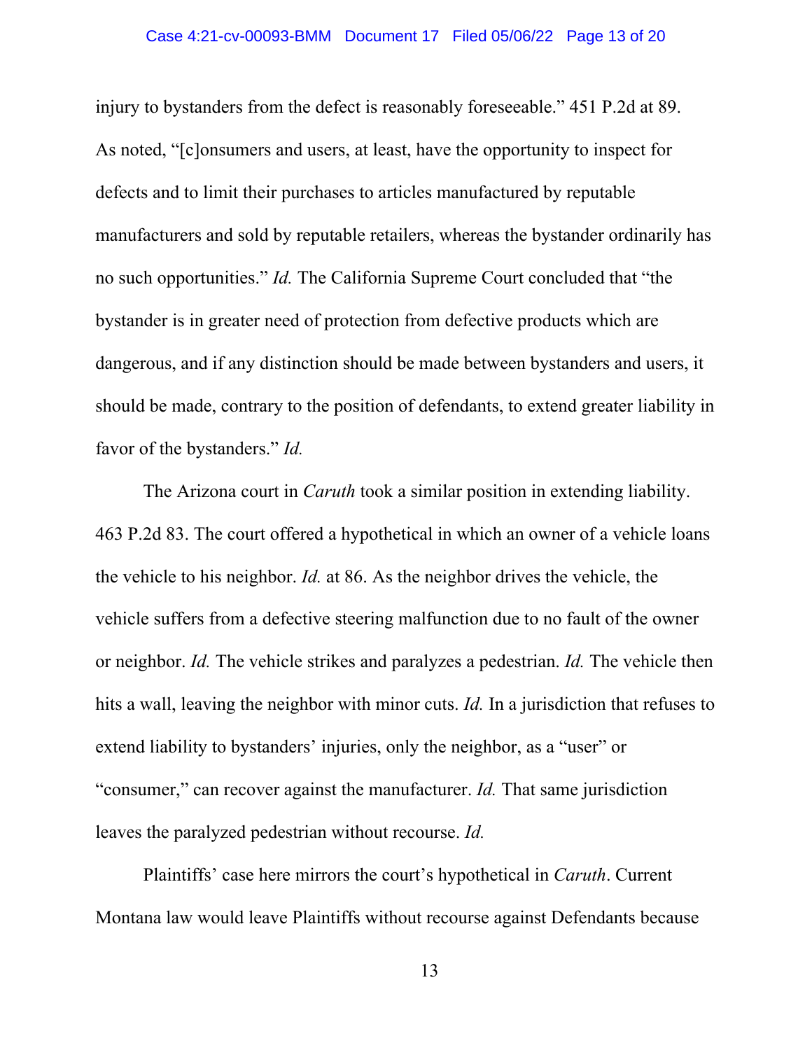injury to bystanders from the defect is reasonably foreseeable." 451 P.2d at 89. As noted, "[c]onsumers and users, at least, have the opportunity to inspect for defects and to limit their purchases to articles manufactured by reputable manufacturers and sold by reputable retailers, whereas the bystander ordinarily has no such opportunities." *Id.* The California Supreme Court concluded that "the bystander is in greater need of protection from defective products which are dangerous, and if any distinction should be made between bystanders and users, it should be made, contrary to the position of defendants, to extend greater liability in favor of the bystanders." *Id.*

The Arizona court in *Caruth* took a similar position in extending liability. 463 P.2d 83. The court offered a hypothetical in which an owner of a vehicle loans the vehicle to his neighbor. *Id.* at 86. As the neighbor drives the vehicle, the vehicle suffers from a defective steering malfunction due to no fault of the owner or neighbor. *Id.* The vehicle strikes and paralyzes a pedestrian. *Id.* The vehicle then hits a wall, leaving the neighbor with minor cuts. *Id.* In a jurisdiction that refuses to extend liability to bystanders' injuries, only the neighbor, as a "user" or "consumer," can recover against the manufacturer. *Id.* That same jurisdiction leaves the paralyzed pedestrian without recourse. *Id.*

Plaintiffs' case here mirrors the court's hypothetical in *Caruth*. Current Montana law would leave Plaintiffs without recourse against Defendants because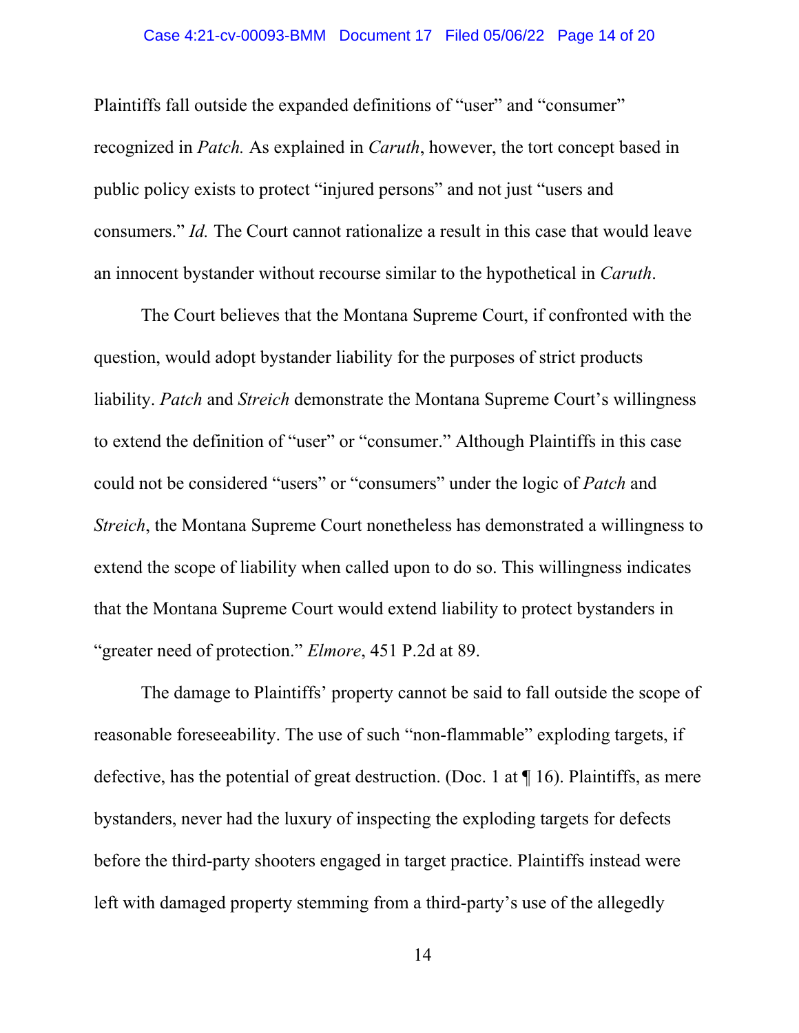Plaintiffs fall outside the expanded definitions of "user" and "consumer" recognized in *Patch.* As explained in *Caruth*, however, the tort concept based in public policy exists to protect "injured persons" and not just "users and consumers." *Id.* The Court cannot rationalize a result in this case that would leave an innocent bystander without recourse similar to the hypothetical in *Caruth*.

The Court believes that the Montana Supreme Court, if confronted with the question, would adopt bystander liability for the purposes of strict products liability. *Patch* and *Streich* demonstrate the Montana Supreme Court's willingness to extend the definition of "user" or "consumer." Although Plaintiffs in this case could not be considered "users" or "consumers" under the logic of *Patch* and *Streich*, the Montana Supreme Court nonetheless has demonstrated a willingness to extend the scope of liability when called upon to do so. This willingness indicates that the Montana Supreme Court would extend liability to protect bystanders in "greater need of protection." *Elmore*, 451 P.2d at 89.

The damage to Plaintiffs' property cannot be said to fall outside the scope of reasonable foreseeability. The use of such "non-flammable" exploding targets, if defective, has the potential of great destruction. (Doc. 1 at ¶ 16). Plaintiffs, as mere bystanders, never had the luxury of inspecting the exploding targets for defects before the third-party shooters engaged in target practice. Plaintiffs instead were left with damaged property stemming from a third-party's use of the allegedly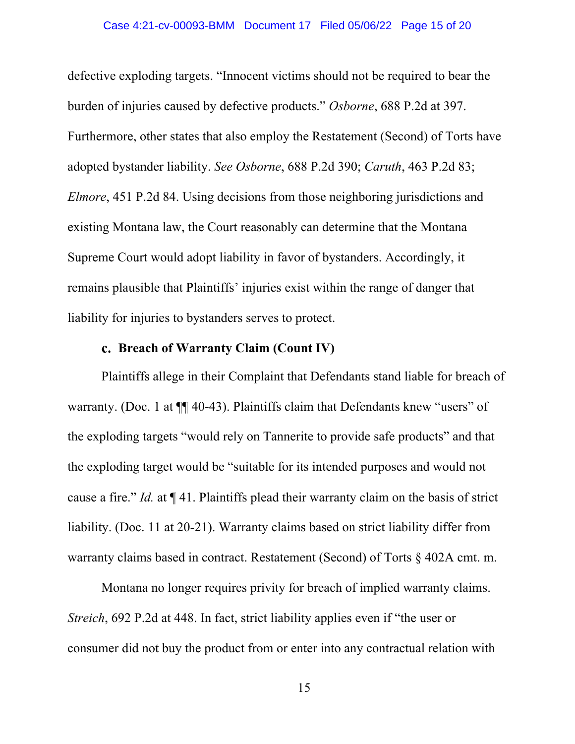defective exploding targets. "Innocent victims should not be required to bear the burden of injuries caused by defective products." *Osborne*, 688 P.2d at 397. Furthermore, other states that also employ the Restatement (Second) of Torts have adopted bystander liability. *See Osborne*, 688 P.2d 390; *Caruth*, 463 P.2d 83; *Elmore*, 451 P.2d 84. Using decisions from those neighboring jurisdictions and existing Montana law, the Court reasonably can determine that the Montana Supreme Court would adopt liability in favor of bystanders. Accordingly, it remains plausible that Plaintiffs' injuries exist within the range of danger that liability for injuries to bystanders serves to protect.

### c. Breach of Warranty Claim (Count IV)

Plaintiffs allege in their Complaint that Defendants stand liable for breach of warranty. (Doc. 1 at ¶¶ 40-43). Plaintiffs claim that Defendants knew "users" of the exploding targets "would rely on Tannerite to provide safe products" and that the exploding target would be "suitable for its intended purposes and would not cause a fire." *Id.* at ¶ 41. Plaintiffs plead their warranty claim on the basis of strict liability. (Doc. 11 at 20-21). Warranty claims based on strict liability differ from warranty claims based in contract. Restatement (Second) of Torts § 402A cmt. m.

Montana no longer requires privity for breach of implied warranty claims. *Streich*, 692 P.2d at 448. In fact, strict liability applies even if "the user or consumer did not buy the product from or enter into any contractual relation with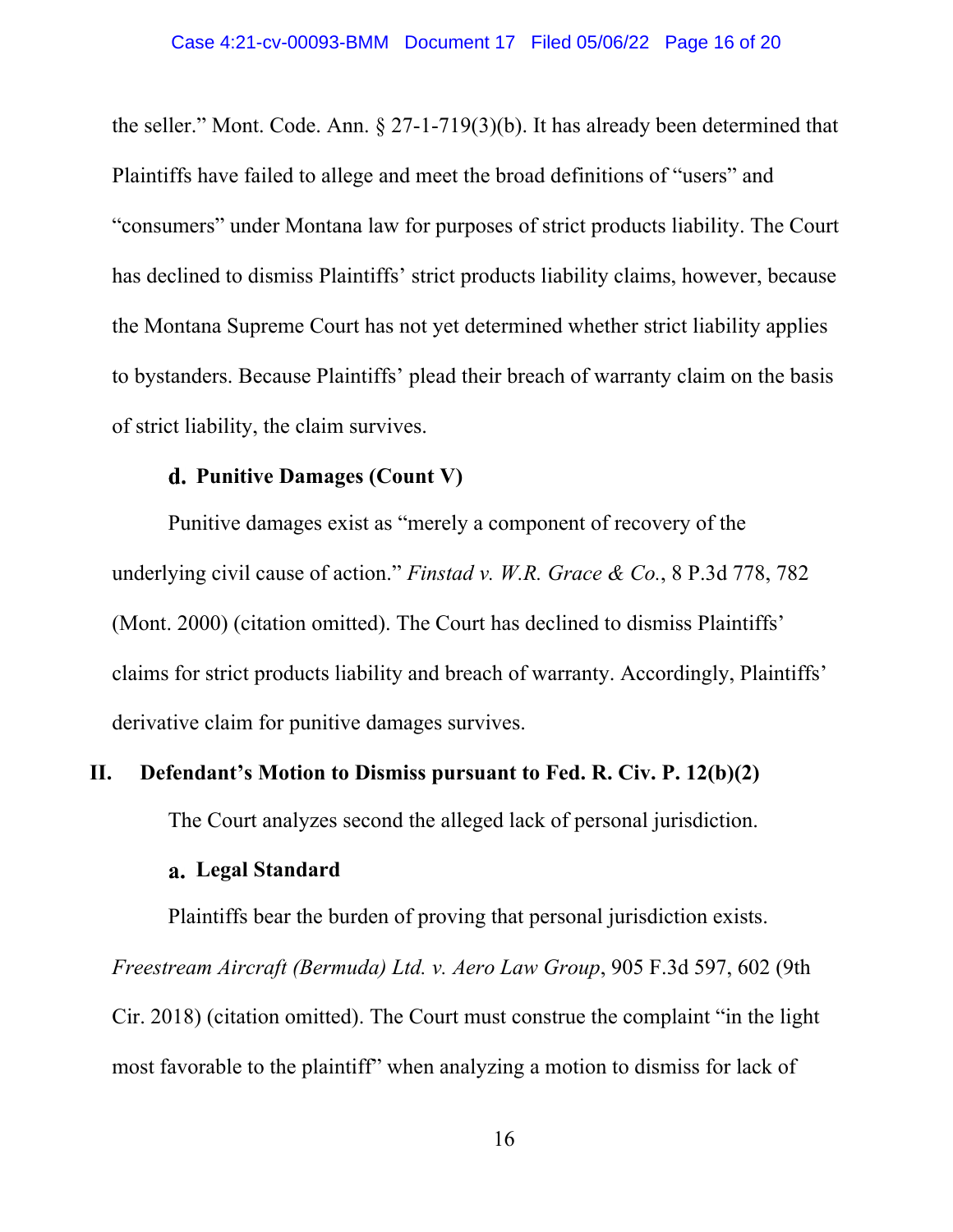the seller." Mont. Code. Ann. § 27-1-719(3)(b). It has already been determined that Plaintiffs have failed to allege and meet the broad definitions of "users" and "consumers" under Montana law for purposes of strict products liability. The Court has declined to dismiss Plaintiffs' strict products liability claims, however, because the Montana Supreme Court has not yet determined whether strict liability applies to bystanders. Because Plaintiffs' plead their breach of warranty claim on the basis of strict liability, the claim survives.

### d. Punitive Damages (Count V)

Punitive damages exist as "merely a component of recovery of the underlying civil cause of action." *Finstad v. W.R. Grace & Co.*, 8 P.3d 778, 782 (Mont. 2000) (citation omitted). The Court has declined to dismiss Plaintiffs' claims for strict products liability and breach of warranty. Accordingly, Plaintiffs' derivative claim for punitive damages survives.

## II. Defendant's Motion to Dismiss pursuant to Fed. R. Civ. P. 12(b)(2)

The Court analyzes second the alleged lack of personal jurisdiction.

### a. Legal Standard

Plaintiffs bear the burden of proving that personal jurisdiction exists. *Freestream Aircraft (Bermuda) Ltd. v. Aero Law Group*, 905 F.3d 597, 602 (9th Cir. 2018) (citation omitted). The Court must construe the complaint "in the light most favorable to the plaintiff" when analyzing a motion to dismiss for lack of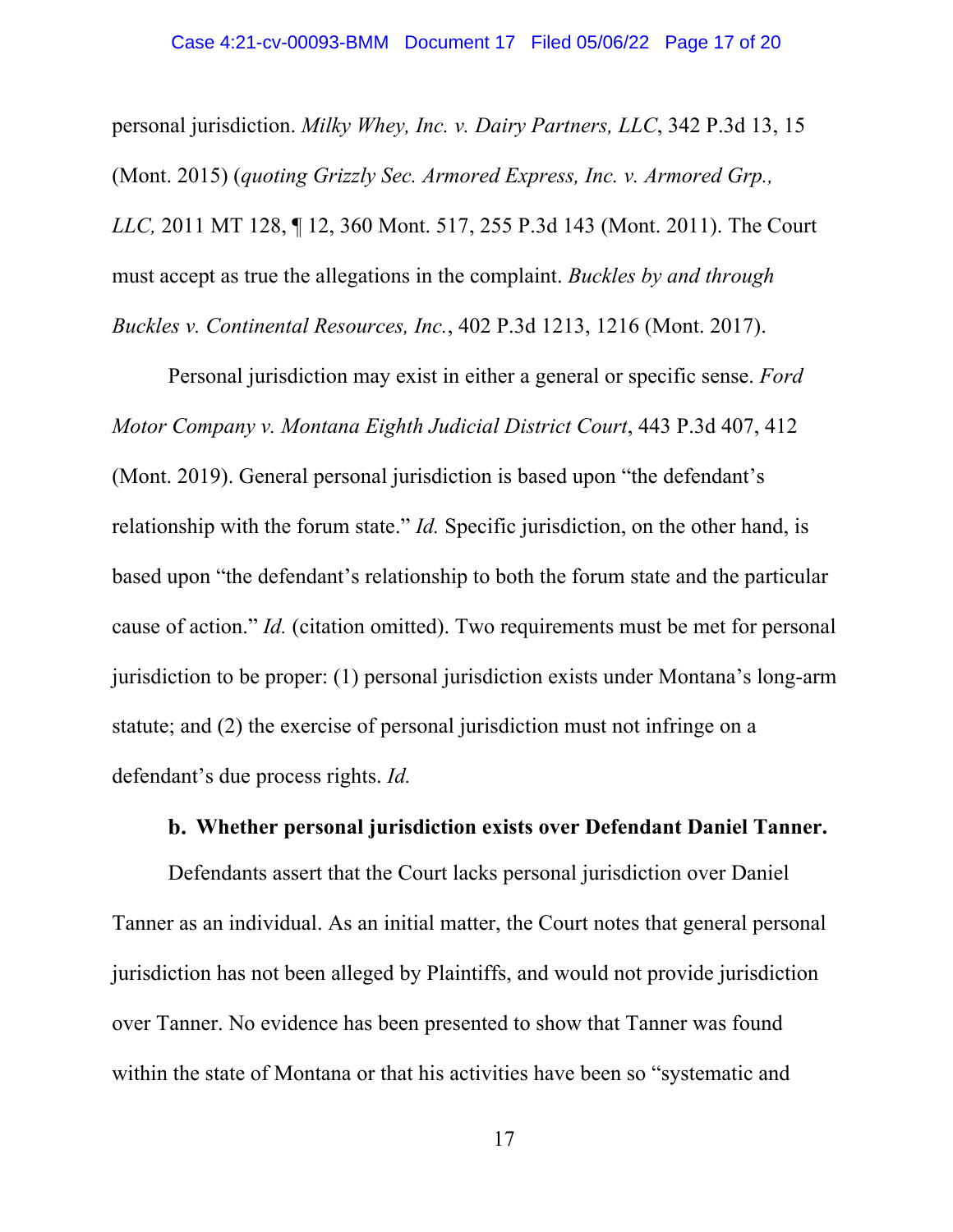personal jurisdiction. *Milky Whey, Inc. v. Dairy Partners, LLC*, 342 P.3d 13, 15 (Mont. 2015) (*quoting Grizzly Sec. Armored Express, Inc. v. Armored Grp., LLC,* 2011 MT 128, ¶ 12, 360 Mont. 517, 255 P.3d 143 (Mont. 2011). The Court must accept as true the allegations in the complaint. *Buckles by and through Buckles v. Continental Resources, Inc.*, 402 P.3d 1213, 1216 (Mont. 2017).

Personal jurisdiction may exist in either a general or specific sense. *Ford Motor Company v. Montana Eighth Judicial District Court*, 443 P.3d 407, 412 (Mont. 2019). General personal jurisdiction is based upon "the defendant's relationship with the forum state." *Id.* Specific jurisdiction, on the other hand, is based upon "the defendant's relationship to both the forum state and the particular cause of action." *Id.* (citation omitted). Two requirements must be met for personal jurisdiction to be proper: (1) personal jurisdiction exists under Montana's long-arm statute; and (2) the exercise of personal jurisdiction must not infringe on a defendant's due process rights. *Id.*

**b. Whether personal jurisdiction exists over Defendant Daniel Tanner.**

Defendants assert that the Court lacks personal jurisdiction over Daniel Tanner as an individual. As an initial matter, the Court notes that general personal jurisdiction has not been alleged by Plaintiffs, and would not provide jurisdiction over Tanner. No evidence has been presented to show that Tanner was found within the state of Montana or that his activities have been so "systematic and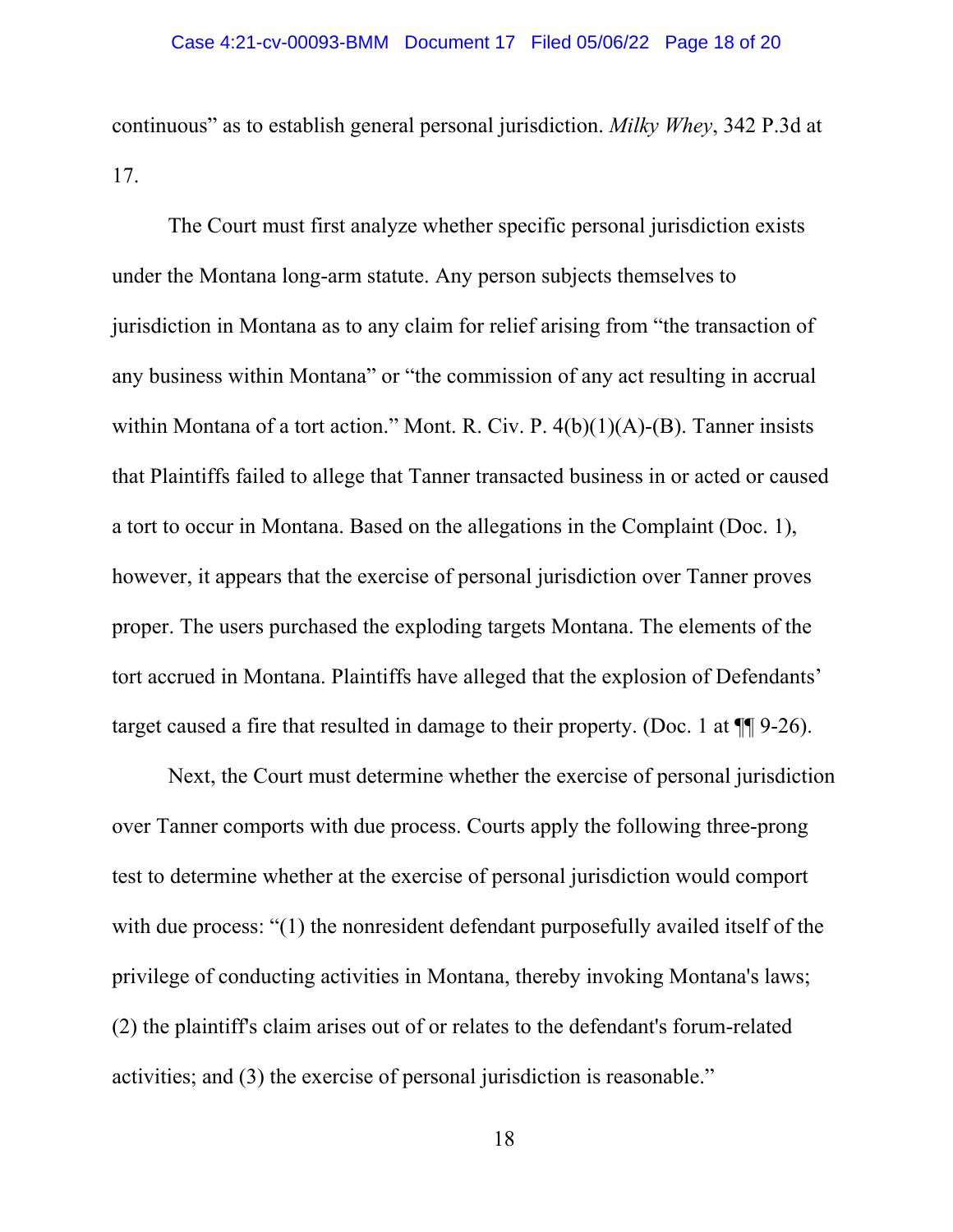continuous" as to establish general personal jurisdiction. *Milky Whey*, 342 P.3d at 17.

The Court must first analyze whether specific personal jurisdiction exists under the Montana long-arm statute. Any person subjects themselves to jurisdiction in Montana as to any claim for relief arising from "the transaction of any business within Montana" or "the commission of any act resulting in accrual within Montana of a tort action." Mont. R. Civ. P. 4(b)(1)(A)-(B). Tanner insists that Plaintiffs failed to allege that Tanner transacted business in or acted or caused a tort to occur in Montana. Based on the allegations in the Complaint (Doc. 1), however, it appears that the exercise of personal jurisdiction over Tanner proves proper. The users purchased the exploding targets Montana. The elements of the tort accrued in Montana. Plaintiffs have alleged that the explosion of Defendants' target caused a fire that resulted in damage to their property. (Doc. 1 at ¶¶ 9-26).

Next, the Court must determine whether the exercise of personal jurisdiction over Tanner comports with due process. Courts apply the following three-prong test to determine whether at the exercise of personal jurisdiction would comport with due process: "(1) the nonresident defendant purposefully availed itself of the privilege of conducting activities in Montana, thereby invoking Montana's laws; (2) the plaintiff's claim arises out of or relates to the defendant's forum-related activities; and (3) the exercise of personal jurisdiction is reasonable."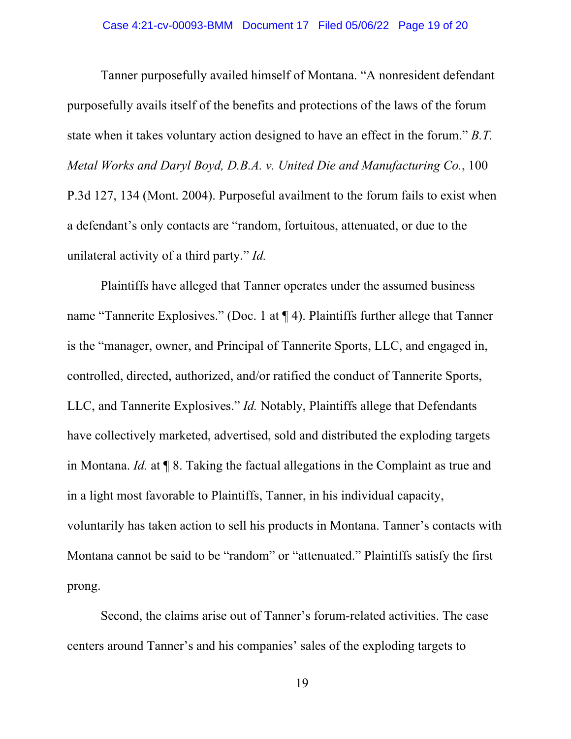Tanner purposefully availed himself of Montana. “A nonresident defendant purposefully avails itself of the benefits and protections of the laws of the forum state when it takes voluntary action designed to have an effect in the forum.” *B.T. Metal Works and Daryl Boyd, D.B.A. v. United Die and Manufacturing Co.*, 100 P.3d 127, 134 (Mont. 2004). Purposeful availment to the forum fails to exist when a defendant’s only contacts are “random, fortuitous, attenuated, or due to the unilateral activity of a third party.” *Id.*

Plaintiffs have alleged that Tanner operates under the assumed business name “Tannerite Explosives.” (Doc. 1 at ¶ 4). Plaintiffs further allege that Tanner is the “manager, owner, and Principal of Tannerite Sports, LLC, and engaged in, controlled, directed, authorized, and/or ratified the conduct of Tannerite Sports, LLC, and Tannerite Explosives.” *Id.* Notably, Plaintiffs allege that Defendants have collectively marketed, advertised, sold and distributed the exploding targets in Montana. *Id.* at ¶ 8. Taking the factual allegations in the Complaint as true and in a light most favorable to Plaintiffs, Tanner, in his individual capacity, voluntarily has taken action to sell his products in Montana. Tanner’s contacts with Montana cannot be said to be “random” or “attenuated.” Plaintiffs satisfy the first prong.

Second, the claims arise out of Tanner’s forum-related activities. The case centers around Tanner’s and his companies’ sales of the exploding targets to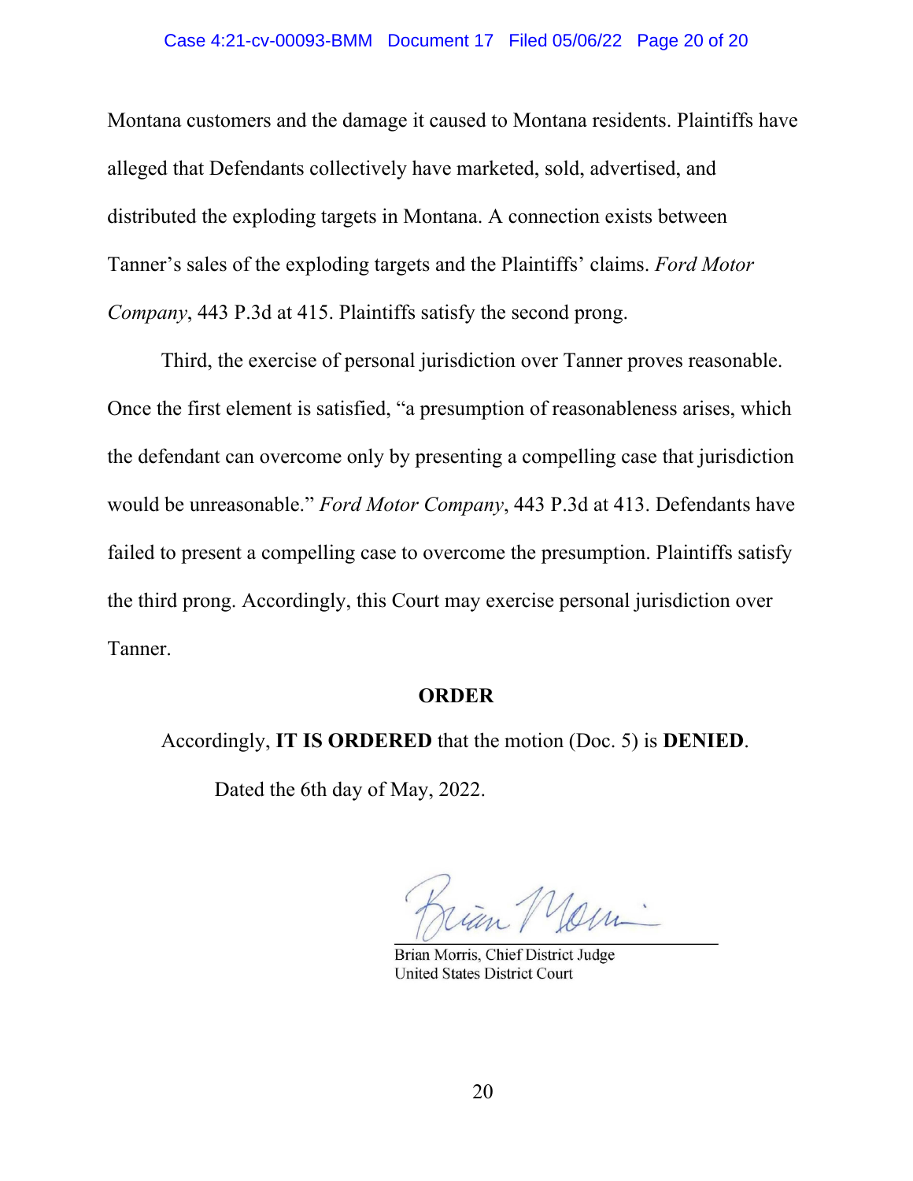Montana customers and the damage it caused to Montana residents. Plaintiffs have alleged that Defendants collectively have marketed, sold, advertised, and distributed the exploding targets in Montana. A connection exists between Tanner's sales of the exploding targets and the Plaintiffs' claims. *Ford Motor Company*, 443 P.3d at 415. Plaintiffs satisfy the second prong.

Third, the exercise of personal jurisdiction over Tanner proves reasonable. Once the first element is satisfied, "a presumption of reasonableness arises, which the defendant can overcome only by presenting a compelling case that jurisdiction would be unreasonable." *Ford Motor Company*, 443 P.3d at 413. Defendants have failed to present a compelling case to overcome the presumption. Plaintiffs satisfy the third prong. Accordingly, this Court may exercise personal jurisdiction over Tanner.

**ORDER**

Accordingly, **IT IS ORDERED** that the motion (Doc. 5) is **DENIED**.

Dated the 6th day of May, 2022.

Brian Morris, Chief District Judge
United States District Court